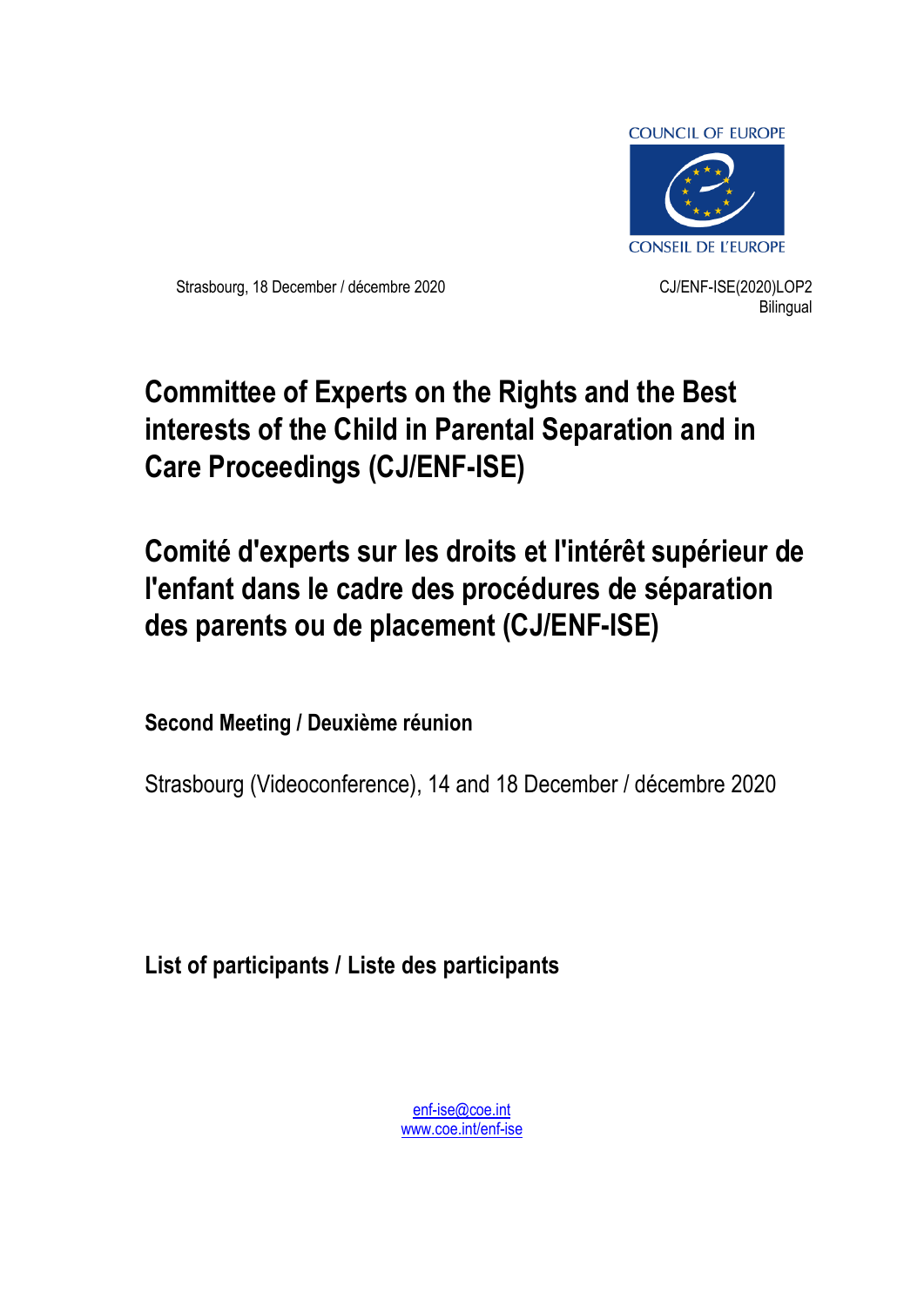COUNCIL OF EUROPE

CONSEIL DE L'EUROPE

Strasbourg, 18 December / décembre 2020

CJ/ENF-ISE(2020)LOP2
Bilingual

# Committee of Experts on the Rights and the Best interests of the Child in Parental Separation and in Care Proceedings (CJ/ENF-ISE)

# Comité d'experts sur les droits et l'intérêt supérieur de l'enfant dans le cadre des procédures de séparation des parents ou de placement (CJ/ENF-ISE)

**Second Meeting / Deuxième réunion**

Strasbourg (Videoconference), 14 and 18 December / décembre 2020

## List of participants / Liste des participants

enf-ise@coe.int
www.coe.int/enf-ise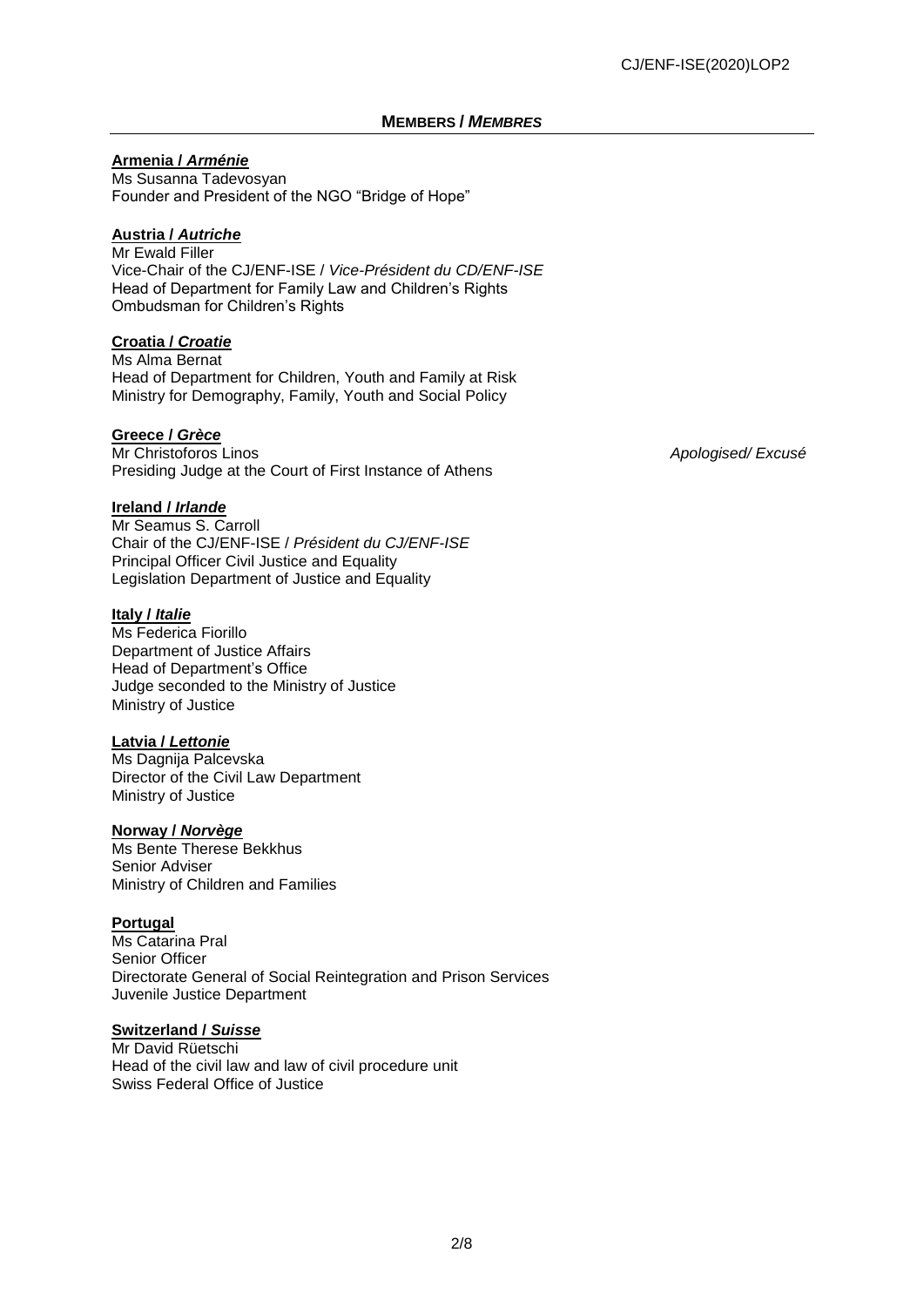## MEMBERS / *MEMBRES*

**Armenia / *Arménie***
Ms Susanna Tadevosyan
Founder and President of the NGO "Bridge of Hope"

**Austria / *Autriche***
Mr Ewald Filler
Vice-Chair of the CJ/ENF-ISE / *Vice-Président du CD/ENF-ISE*
Head of Department for Family Law and Children's Rights
Ombudsman for Children's Rights

**Croatia / *Croatie***
Ms Alma Bernat
Head of Department for Children, Youth and Family at Risk
Ministry for Demography, Family, Youth and Social Policy

**Greece / *Grèce***
Mr Christoforos Linos *Apologised/ Excusé*
Presiding Judge at the Court of First Instance of Athens

**Ireland / *Irlande***
Mr Seamus S. Carroll
Chair of the CJ/ENF-ISE / *Président du CJ/ENF-ISE*
Principal Officer Civil Justice and Equality
Legislation Department of Justice and Equality

**Italy / *Italie***
Ms Federica Fiorillo
Department of Justice Affairs
Head of Department's Office
Judge seconded to the Ministry of Justice
Ministry of Justice

**Latvia / *Lettonie***
Ms Dagnija Palcevska
Director of the Civil Law Department
Ministry of Justice

**Norway / *Norvège***
Ms Bente Therese Bekkhus
Senior Adviser
Ministry of Children and Families

**Portugal**
Ms Catarina Pral
Senior Officer
Directorate General of Social Reintegration and Prison Services
Juvenile Justice Department

**Switzerland / *Suisse***
Mr David Rüetschi
Head of the civil law and law of civil procedure unit
Swiss Federal Office of Justice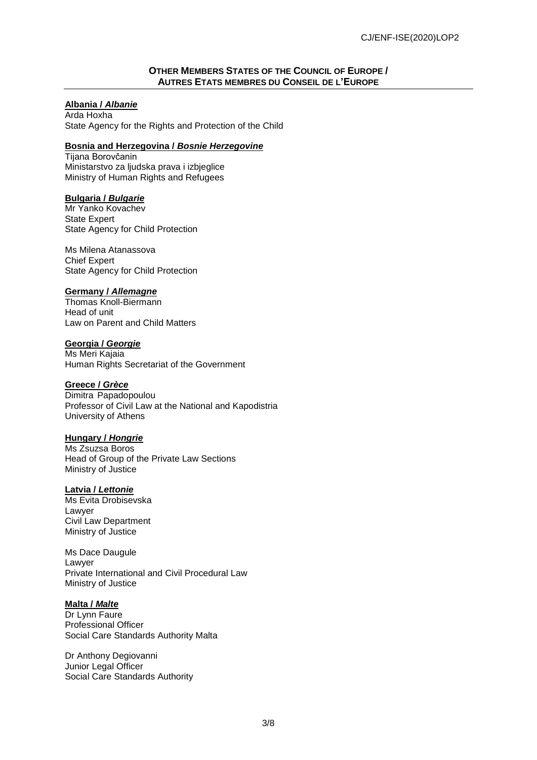## **OTHER MEMBERS STATES OF THE COUNCIL OF EUROPE / AUTRES ETATS MEMBRES DU CONSEIL DE L'EUROPE**

**Albania / *Albanie***
Arda Hoxha
State Agency for the Rights and Protection of the Child

**Bosnia and Herzegovina / *Bosnie Herzegovine***
Tijana Borovčanin
Ministarstvo za ljudska prava i izbjeglice
Ministry of Human Rights and Refugees

**Bulgaria / *Bulgarie***
Mr Yanko Kovachev
State Expert
State Agency for Child Protection

Ms Milena Atanassova
Chief Expert
State Agency for Child Protection

**Germany / *Allemagne***
Thomas Knoll-Biermann
Head of unit
Law on Parent and Child Matters

**Georgia / *Georgie***
Ms Meri Kajaia
Human Rights Secretariat of the Government

**Greece / *Grèce***
Dimitra Papadopoulou
Professor of Civil Law at the National and Kapodistria University of Athens

**Hungary / *Hongrie***
Ms Zsuzsa Boros
Head of Group of the Private Law Sections
Ministry of Justice

**Latvia / *Lettonie***
Ms Evita Drobisevska
Lawyer
Civil Law Department
Ministry of Justice

Ms Dace Daugule
Lawyer
Private International and Civil Procedural Law
Ministry of Justice

**Malta / *Malte***
Dr Lynn Faure
Professional Officer
Social Care Standards Authority Malta

Dr Anthony Degiovanni
Junior Legal Officer
Social Care Standards Authority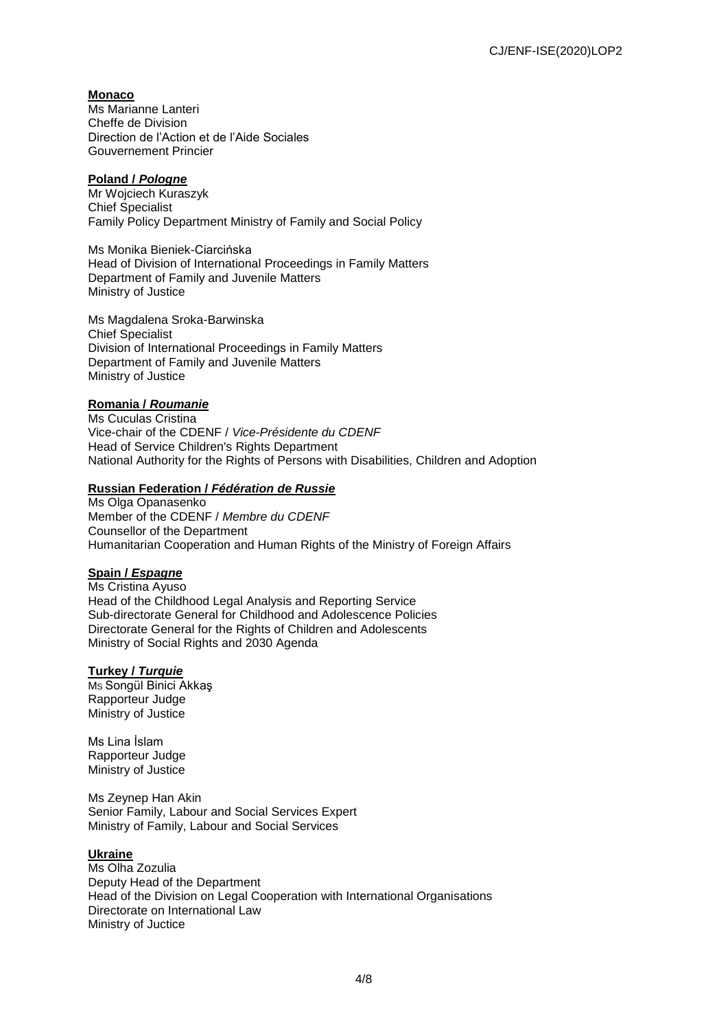**Monaco**
Ms Marianne Lanteri
Cheffe de Division
Direction de l'Action et de l'Aide Sociales
Gouvernement Princier

**Poland / *Pologne***
Mr Wojciech Kuraszyk
Chief Specialist
Family Policy Department Ministry of Family and Social Policy

Ms Monika Bieniek-Ciarcińska
Head of Division of International Proceedings in Family Matters
Department of Family and Juvenile Matters
Ministry of Justice

Ms Magdalena Sroka-Barwinska
Chief Specialist
Division of International Proceedings in Family Matters
Department of Family and Juvenile Matters
Ministry of Justice

**Romania / *Roumanie***
Ms Cuculas Cristina
Vice-chair of the CDENF / *Vice-Présidente du CDENF*
Head of Service Children's Rights Department
National Authority for the Rights of Persons with Disabilities, Children and Adoption

**Russian Federation / *Fédération de Russie***
Ms Olga Opanasenko
Member of the CDENF / *Membre du CDENF*
Counsellor of the Department
Humanitarian Cooperation and Human Rights of the Ministry of Foreign Affairs

**Spain / *Espagne***
Ms Cristina Ayuso
Head of the Childhood Legal Analysis and Reporting Service
Sub-directorate General for Childhood and Adolescence Policies
Directorate General for the Rights of Children and Adolescents
Ministry of Social Rights and 2030 Agenda

**Turkey / *Turquie***
Ms Songül Binici Akkaş
Rapporteur Judge
Ministry of Justice

Ms Lina İslam
Rapporteur Judge
Ministry of Justice

Ms Zeynep Han Akin
Senior Family, Labour and Social Services Expert
Ministry of Family, Labour and Social Services

**Ukraine**
Ms Olha Zozulia
Deputy Head of the Department
Head of the Division on Legal Cooperation with International Organisations
Directorate on International Law
Ministry of Juctice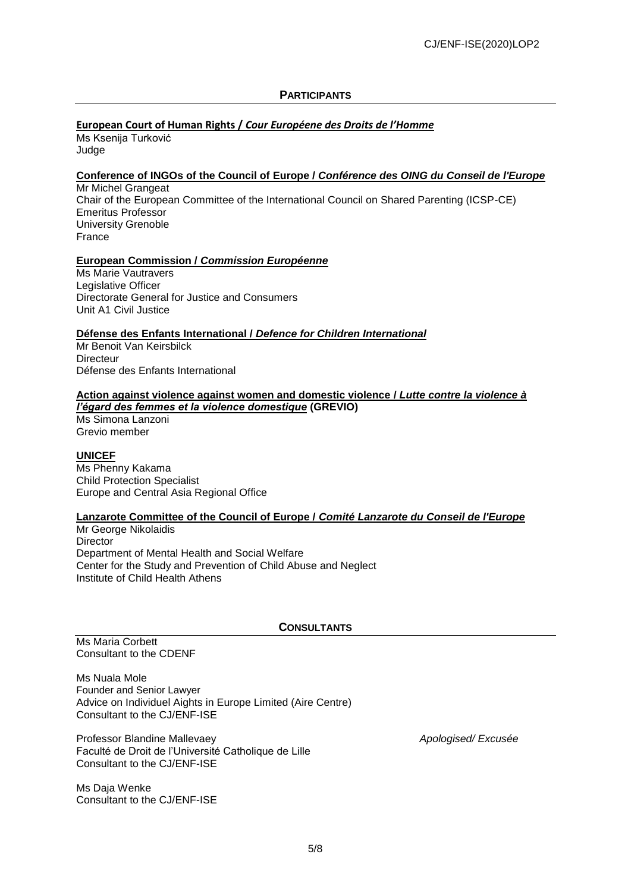## PARTICIPANTS

**European Court of Human Rights / *Cour Européene des Droits de l'Homme***

Ms Ksenija Turković
Judge

**Conference of INGOs of the Council of Europe / *Conférence des OING du Conseil de l'Europe***

Mr Michel Grangeat
Chair of the European Committee of the International Council on Shared Parenting (ICSP-CE)
Emeritus Professor
University Grenoble
France

**European Commission / *Commission Européenne***

Ms Marie Vautravers
Legislative Officer
Directorate General for Justice and Consumers
Unit A1 Civil Justice

**Défense des Enfants International / *Defence for Children International***

Mr Benoit Van Keirsbilck
Directeur
Défense des Enfants International

**Action against violence against women and domestic violence / *Lutte contre la violence à l'égard des femmes et la violence domestique* (GREVIO)**

Ms Simona Lanzoni
Grevio member

**UNICEF**

Ms Phenny Kakama
Child Protection Specialist
Europe and Central Asia Regional Office

**Lanzarote Committee of the Council of Europe / *Comité Lanzarote du Conseil de l'Europe***

Mr George Nikolaidis
Director
Department of Mental Health and Social Welfare
Center for the Study and Prevention of Child Abuse and Neglect
Institute of Child Health Athens

## CONSULTANTS

Ms Maria Corbett
Consultant to the CDENF

Ms Nuala Mole
Founder and Senior Lawyer
Advice on Individuel Aights in Europe Limited (Aire Centre)
Consultant to the CJ/ENF-ISE

Professor Blandine Mallevaey — *Apologised/ Excusée*
Faculté de Droit de l'Université Catholique de Lille
Consultant to the CJ/ENF-ISE

Ms Daja Wenke
Consultant to the CJ/ENF-ISE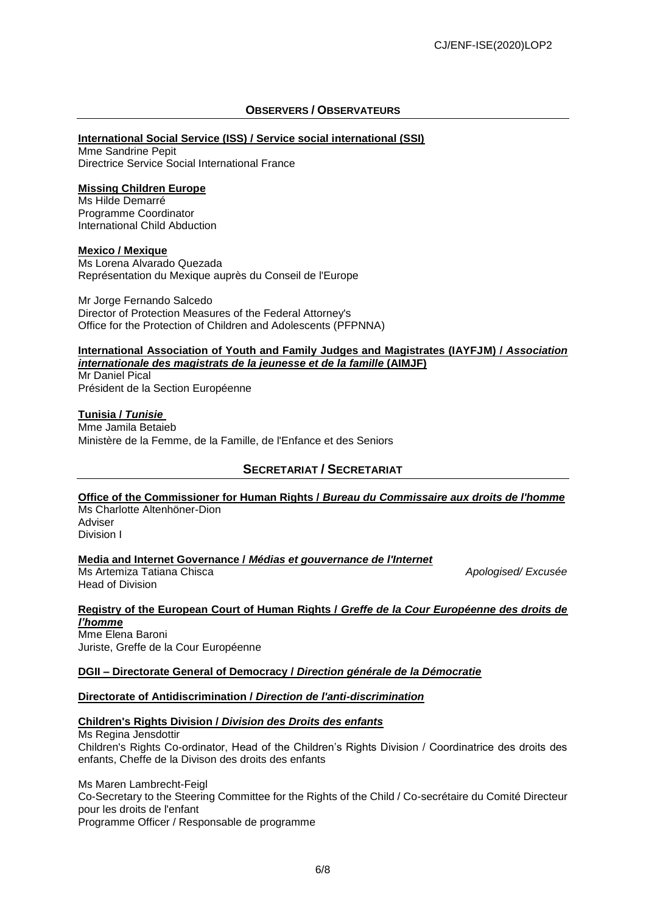## OBSERVERS / OBSERVATEURS

**International Social Service (ISS) / Service social international (SSI)**
Mme Sandrine Pepit
Directrice Service Social International France

**Missing Children Europe**
Ms Hilde Demarré
Programme Coordinator
International Child Abduction

**Mexico / Mexique**
Ms Lorena Alvarado Quezada
Représentation du Mexique auprès du Conseil de l'Europe

Mr Jorge Fernando Salcedo
Director of Protection Measures of the Federal Attorney's
Office for the Protection of Children and Adolescents (PFPNNA)

**International Association of Youth and Family Judges and Magistrates (IAYFJM) / *Association internationale des magistrats de la jeunesse et de la famille* (AIMJF)**
Mr Daniel Pical
Président de la Section Européenne

**Tunisia / *Tunisie***
Mme Jamila Betaieb
Ministère de la Femme, de la Famille, de l'Enfance et des Seniors

## SECRETARIAT / SECRETARIAT

**Office of the Commissioner for Human Rights / *Bureau du Commissaire aux droits de l'homme***
Ms Charlotte Altenhöner-Dion
Adviser
Division I

**Media and Internet Governance / *Médias et gouvernance de l'Internet***
Ms Artemiza Tatiana Chisca — *Apologised/ Excusée*
Head of Division

**Registry of the European Court of Human Rights / *Greffe de la Cour Européenne des droits de l'homme***
Mme Elena Baroni
Juriste, Greffe de la Cour Européenne

**DGII – Directorate General of Democracy / *Direction générale de la Démocratie***

**Directorate of Antidiscrimination / *Direction de l'anti-discrimination***

**Children's Rights Division / *Division des Droits des enfants***
Ms Regina Jensdottir
Children's Rights Co-ordinator, Head of the Children's Rights Division / Coordinatrice des droits des enfants, Cheffe de la Divison des droits des enfants

Ms Maren Lambrecht-Feigl
Co-Secretary to the Steering Committee for the Rights of the Child / Co-secrétaire du Comité Directeur pour les droits de l'enfant
Programme Officer / Responsable de programme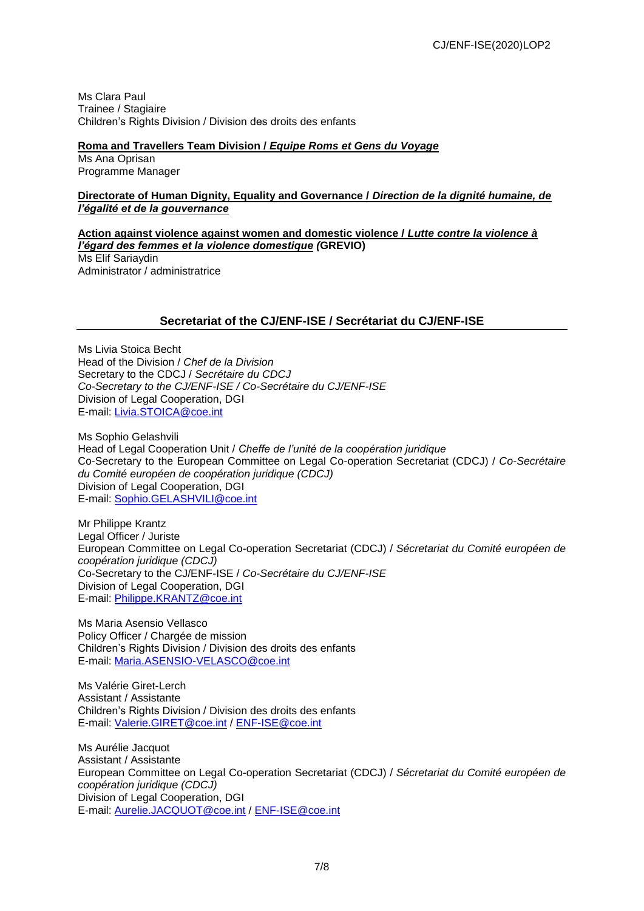Ms Clara Paul
Trainee / Stagiaire
Children's Rights Division / Division des droits des enfants

**Roma and Travellers Team Division / *Equipe Roms et Gens du Voyage***
Ms Ana Oprisan
Programme Manager

**Directorate of Human Dignity, Equality and Governance / *Direction de la dignité humaine, de l'égalité et de la gouvernance***

**Action against violence against women and domestic violence / *Lutte contre la violence à l'égard des femmes et la violence domestique* (GREVIO)**
Ms Elif Sariaydin
Administrator / administratrice

## Secretariat of the CJ/ENF-ISE / Secrétariat du CJ/ENF-ISE

Ms Livia Stoica Becht
Head of the Division / *Chef de la Division*
Secretary to the CDCJ / *Secrétaire du CDCJ*
*Co-Secretary to the CJ/ENF-ISE / Co-Secrétaire du CJ/ENF-ISE*
Division of Legal Cooperation, DGI
E-mail: Livia.STOICA@coe.int

Ms Sophio Gelashvili
Head of Legal Cooperation Unit / *Cheffe de l'unité de la coopération juridique*
Co-Secretary to the European Committee on Legal Co-operation Secretariat (CDCJ) / *Co-Secrétaire du Comité européen de coopération juridique (CDCJ)*
Division of Legal Cooperation, DGI
E-mail: Sophio.GELASHVILI@coe.int

Mr Philippe Krantz
Legal Officer / Juriste
European Committee on Legal Co-operation Secretariat (CDCJ) / *Sécretariat du Comité européen de coopération juridique (CDCJ)*
Co-Secretary to the CJ/ENF-ISE / *Co-Secrétaire du CJ/ENF-ISE*
Division of Legal Cooperation, DGI
E-mail: Philippe.KRANTZ@coe.int

Ms Maria Asensio Vellasco
Policy Officer / Chargée de mission
Children's Rights Division / Division des droits des enfants
E-mail: Maria.ASENSIO-VELASCO@coe.int

Ms Valérie Giret-Lerch
Assistant / Assistante
Children's Rights Division / Division des droits des enfants
E-mail: Valerie.GIRET@coe.int / ENF-ISE@coe.int

Ms Aurélie Jacquot
Assistant / Assistante
European Committee on Legal Co-operation Secretariat (CDCJ) / *Sécretariat du Comité européen de coopération juridique (CDCJ)*
Division of Legal Cooperation, DGI
E-mail: Aurelie.JACQUOT@coe.int / ENF-ISE@coe.int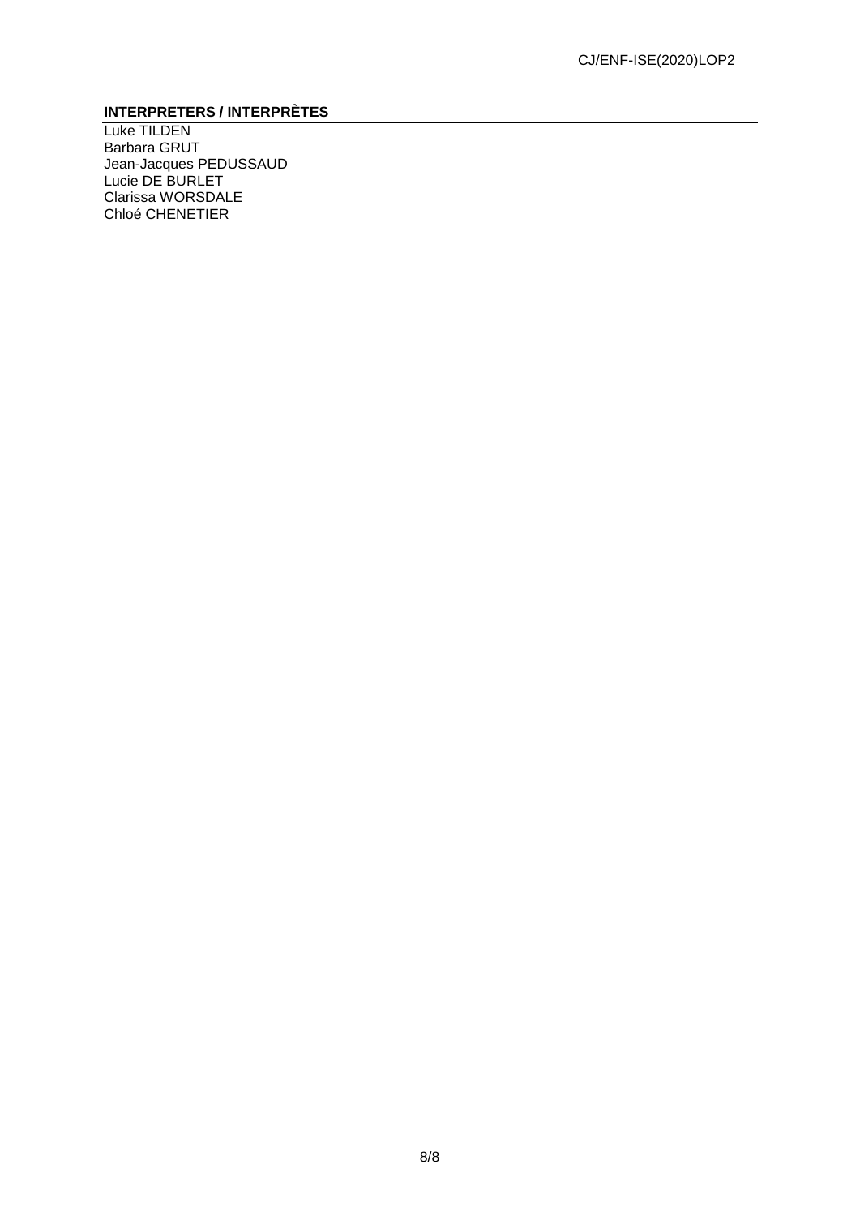**INTERPRETERS / INTERPRÈTES**

Luke TILDEN  
Barbara GRUT  
Jean-Jacques PEDUSSAUD  
Lucie DE BURLET  
Clarissa WORSDALE  
Chloé CHENETIER